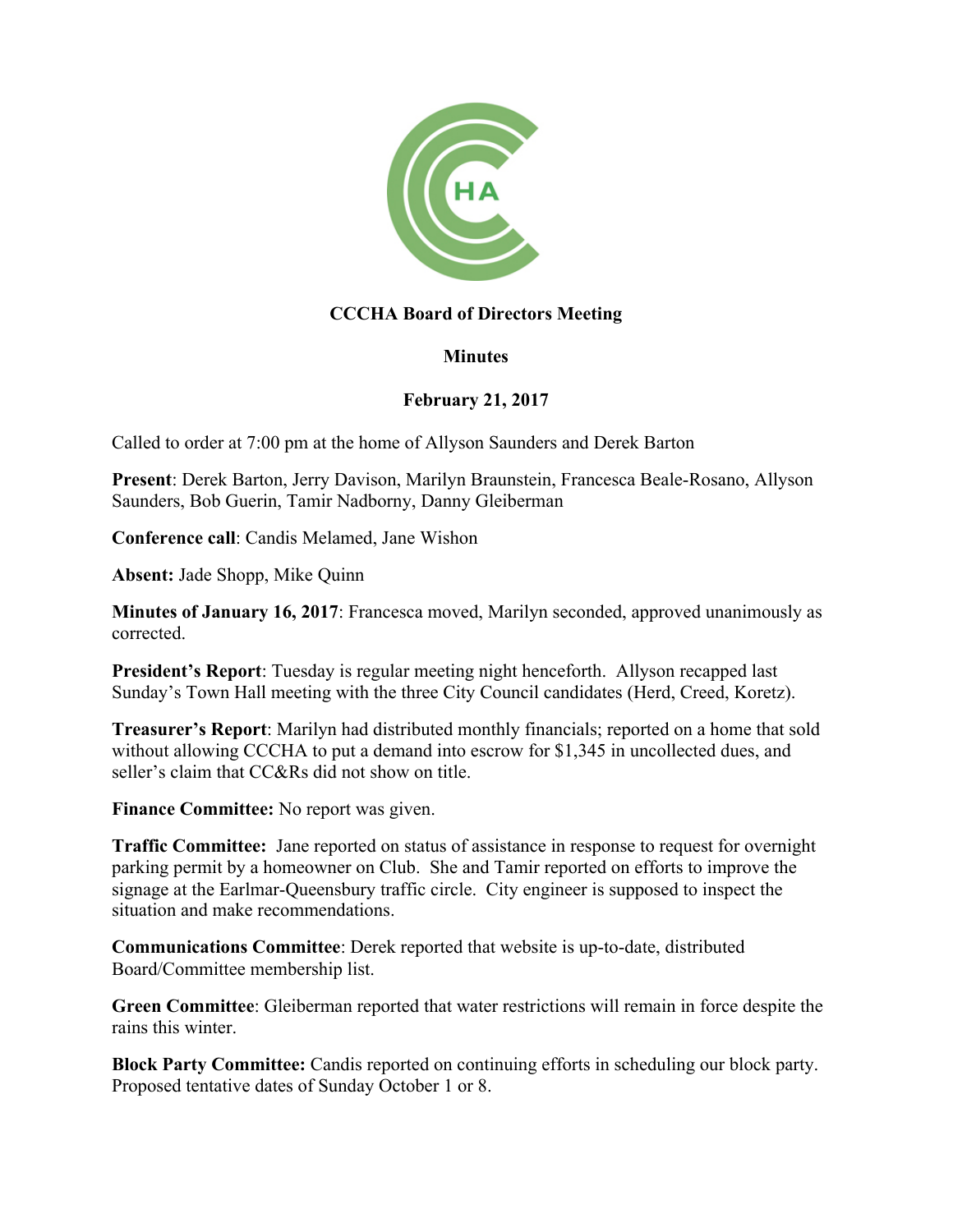# CCCHA Board of Directors Meeting

## Minutes

## February 21, 2017

Called to order at 7:00 pm at the home of Allyson Saunders and Derek Barton

**Present**: Derek Barton, Jerry Davison, Marilyn Braunstein, Francesca Beale-Rosano, Allyson Saunders, Bob Guerin, Tamir Nadborny, Danny Gleiberman

**Conference call**: Candis Melamed, Jane Wishon

**Absent:** Jade Shopp, Mike Quinn

**Minutes of January 16, 2017**: Francesca moved, Marilyn seconded, approved unanimously as corrected.

**President's Report**: Tuesday is regular meeting night henceforth. Allyson recapped last Sunday's Town Hall meeting with the three City Council candidates (Herd, Creed, Koretz).

**Treasurer's Report**: Marilyn had distributed monthly financials; reported on a home that sold without allowing CCCHA to put a demand into escrow for $1,345 in uncollected dues, and seller's claim that CC&Rs did not show on title.

**Finance Committee:** No report was given.

**Traffic Committee:** Jane reported on status of assistance in response to request for overnight parking permit by a homeowner on Club. She and Tamir reported on efforts to improve the signage at the Earlmar-Queensbury traffic circle. City engineer is supposed to inspect the situation and make recommendations.

**Communications Committee**: Derek reported that website is up-to-date, distributed Board/Committee membership list.

**Green Committee**: Gleiberman reported that water restrictions will remain in force despite the rains this winter.

**Block Party Committee:** Candis reported on continuing efforts in scheduling our block party. Proposed tentative dates of Sunday October 1 or 8.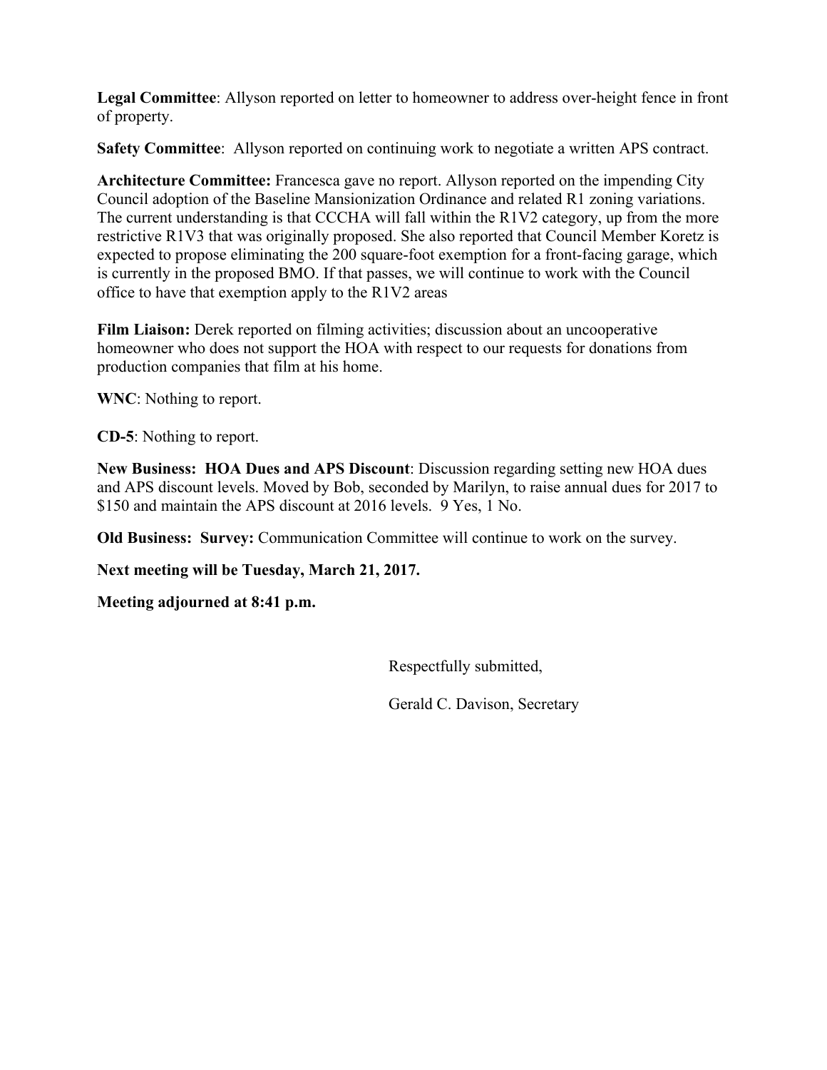**Legal Committee**: Allyson reported on letter to homeowner to address over-height fence in front of property.

**Safety Committee**: Allyson reported on continuing work to negotiate a written APS contract.

**Architecture Committee:** Francesca gave no report. Allyson reported on the impending City Council adoption of the Baseline Mansionization Ordinance and related R1 zoning variations. The current understanding is that CCCHA will fall within the R1V2 category, up from the more restrictive R1V3 that was originally proposed. She also reported that Council Member Koretz is expected to propose eliminating the 200 square-foot exemption for a front-facing garage, which is currently in the proposed BMO. If that passes, we will continue to work with the Council office to have that exemption apply to the R1V2 areas

**Film Liaison:** Derek reported on filming activities; discussion about an uncooperative homeowner who does not support the HOA with respect to our requests for donations from production companies that film at his home.

**WNC**: Nothing to report.

**CD-5**: Nothing to report.

**New Business: HOA Dues and APS Discount**: Discussion regarding setting new HOA dues and APS discount levels. Moved by Bob, seconded by Marilyn, to raise annual dues for 2017 to $150 and maintain the APS discount at 2016 levels. 9 Yes, 1 No.

**Old Business: Survey:** Communication Committee will continue to work on the survey.

**Next meeting will be Tuesday, March 21, 2017.**

**Meeting adjourned at 8:41 p.m.**

Respectfully submitted,

Gerald C. Davison, Secretary